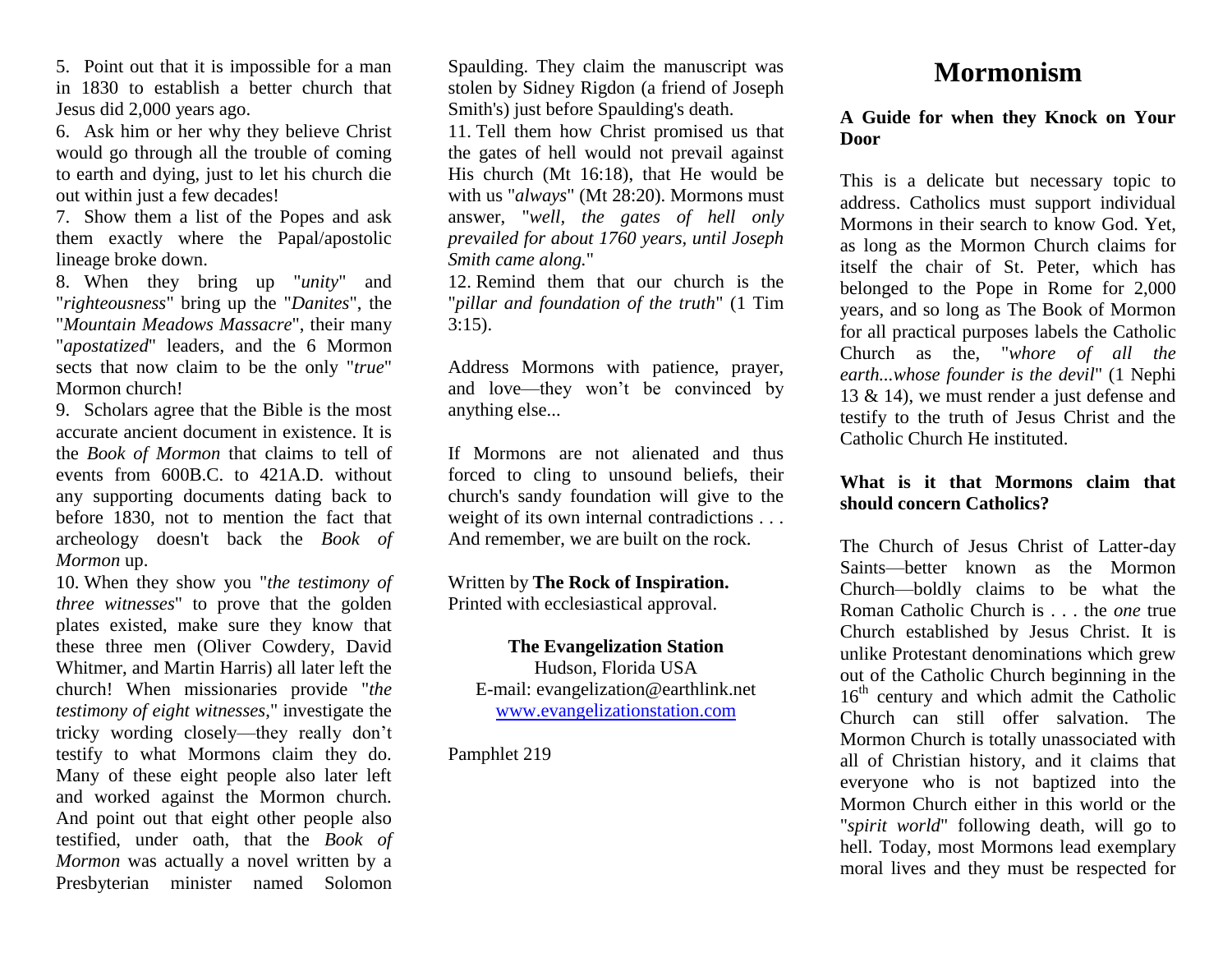5. Point out that it is impossible for a man in 1830 to establish a better church that Jesus did 2,000 years ago.

6. Ask him or her why they believe Christ would go through all the trouble of coming to earth and dying, just to let his church die out within just a few decades!

7. Show them a list of the Popes and ask them exactly where the Papal/apostolic lineage broke down.

8. When they bring up "*unity*" and "*righteousness*" bring up the "*Danites*", the "*Mountain Meadows Massacre*", their many "*apostatized*" leaders, and the 6 Mormon sects that now claim to be the only "*true*" Mormon church!

9. Scholars agree that the Bible is the most accurate ancient document in existence. It is the *Book of Mormon* that claims to tell of events from 600B.C. to 421A.D. without any supporting documents dating back to before 1830, not to mention the fact that archeology doesn't back the *Book of Mormon* up.

10. When they show you "*the testimony of three witnesses*" to prove that the golden plates existed, make sure they know that these three men (Oliver Cowdery, David Whitmer, and Martin Harris) all later left the church! When missionaries provide "*the testimony of eight witnesses*," investigate the tricky wording closely—they really don't testify to what Mormons claim they do. Many of these eight people also later left and worked against the Mormon church. And point out that eight other people also testified, under oath, that the *Book of Mormon* was actually a novel written by a Presbyterian minister named Solomon Spaulding. They claim the manuscript was stolen by Sidney Rigdon (a friend of Joseph Smith's) just before Spaulding's death.

11. Tell them how Christ promised us that the gates of hell would not prevail against His church (Mt 16:18), that He would be with us "*always*" (Mt 28:20). Mormons must answer, "*well, the gates of hell only prevailed for about 1760 years, until Joseph Smith came along.*"

12. Remind them that our church is the "*pillar and foundation of the truth*" (1 Tim 3:15).

Address Mormons with patience, prayer, and love—they won't be convinced by anything else...

If Mormons are not alienated and thus forced to cling to unsound beliefs, their church's sandy foundation will give to the weight of its own internal contradictions . . . And remember, we are built on the rock.

Written by **The Rock of Inspiration.**
Printed with ecclesiastical approval.

**The Evangelization Station**
Hudson, Florida USA
E-mail: evangelization@earthlink.net
www.evangelizationstation.com

Pamphlet 219

# Mormonism

**A Guide for when they Knock on Your Door**

This is a delicate but necessary topic to address. Catholics must support individual Mormons in their search to know God. Yet, as long as the Mormon Church claims for itself the chair of St. Peter, which has belonged to the Pope in Rome for 2,000 years, and so long as The Book of Mormon for all practical purposes labels the Catholic Church as the, "*whore of all the earth...whose founder is the devil*" (1 Nephi 13 & 14), we must render a just defense and testify to the truth of Jesus Christ and the Catholic Church He instituted.

**What is it that Mormons claim that should concern Catholics?**

The Church of Jesus Christ of Latter-day Saints—better known as the Mormon Church—boldly claims to be what the Roman Catholic Church is . . . the *one* true Church established by Jesus Christ. It is unlike Protestant denominations which grew out of the Catholic Church beginning in the 16th century and which admit the Catholic Church can still offer salvation. The Mormon Church is totally unassociated with all of Christian history, and it claims that everyone who is not baptized into the Mormon Church either in this world or the "*spirit world*" following death, will go to hell. Today, most Mormons lead exemplary moral lives and they must be respected for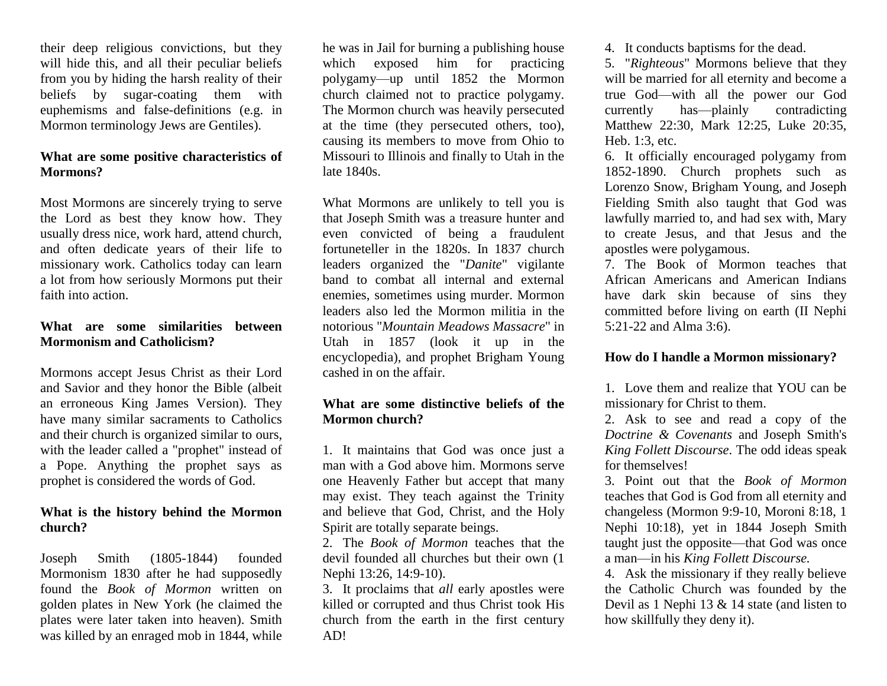their deep religious convictions, but they will hide this, and all their peculiar beliefs from you by hiding the harsh reality of their beliefs by sugar-coating them with euphemisms and false-definitions (e.g. in Mormon terminology Jews are Gentiles).

**What are some positive characteristics of Mormons?**

Most Mormons are sincerely trying to serve the Lord as best they know how. They usually dress nice, work hard, attend church, and often dedicate years of their life to missionary work. Catholics today can learn a lot from how seriously Mormons put their faith into action.

**What are some similarities between Mormonism and Catholicism?**

Mormons accept Jesus Christ as their Lord and Savior and they honor the Bible (albeit an erroneous King James Version). They have many similar sacraments to Catholics and their church is organized similar to ours, with the leader called a "prophet" instead of a Pope. Anything the prophet says as prophet is considered the words of God.

**What is the history behind the Mormon church?**

Joseph Smith (1805-1844) founded Mormonism 1830 after he had supposedly found the *Book of Mormon* written on golden plates in New York (he claimed the plates were later taken into heaven). Smith was killed by an enraged mob in 1844, while he was in Jail for burning a publishing house which exposed him for practicing polygamy—up until 1852 the Mormon church claimed not to practice polygamy. The Mormon church was heavily persecuted at the time (they persecuted others, too), causing its members to move from Ohio to Missouri to Illinois and finally to Utah in the late 1840s.

What Mormons are unlikely to tell you is that Joseph Smith was a treasure hunter and even convicted of being a fraudulent fortuneteller in the 1820s. In 1837 church leaders organized the "*Danite*" vigilante band to combat all internal and external enemies, sometimes using murder. Mormon leaders also led the Mormon militia in the notorious "*Mountain Meadows Massacre*" in Utah in 1857 (look it up in the encyclopedia), and prophet Brigham Young cashed in on the affair.

**What are some distinctive beliefs of the Mormon church?**

1. It maintains that God was once just a man with a God above him. Mormons serve one Heavenly Father but accept that many may exist. They teach against the Trinity and believe that God, Christ, and the Holy Spirit are totally separate beings.
2. The *Book of Mormon* teaches that the devil founded all churches but their own (1 Nephi 13:26, 14:9-10).
3. It proclaims that *all* early apostles were killed or corrupted and thus Christ took His church from the earth in the first century AD!
4. It conducts baptisms for the dead.
5. "*Righteous*" Mormons believe that they will be married for all eternity and become a true God—with all the power our God currently has—plainly contradicting Matthew 22:30, Mark 12:25, Luke 20:35, Heb. 1:3, etc.
6. It officially encouraged polygamy from 1852-1890. Church prophets such as Lorenzo Snow, Brigham Young, and Joseph Fielding Smith also taught that God was lawfully married to, and had sex with, Mary to create Jesus, and that Jesus and the apostles were polygamous.
7. The Book of Mormon teaches that African Americans and American Indians have dark skin because of sins they committed before living on earth (II Nephi 5:21-22 and Alma 3:6).

**How do I handle a Mormon missionary?**

1. Love them and realize that YOU can be missionary for Christ to them.
2. Ask to see and read a copy of the *Doctrine & Covenants* and Joseph Smith's *King Follett Discourse*. The odd ideas speak for themselves!
3. Point out that the *Book of Mormon* teaches that God is God from all eternity and changeless (Mormon 9:9-10, Moroni 8:18, 1 Nephi 10:18), yet in 1844 Joseph Smith taught just the opposite—that God was once a man—in his *King Follett Discourse.*
4. Ask the missionary if they really believe the Catholic Church was founded by the Devil as 1 Nephi 13 & 14 state (and listen to how skillfully they deny it).